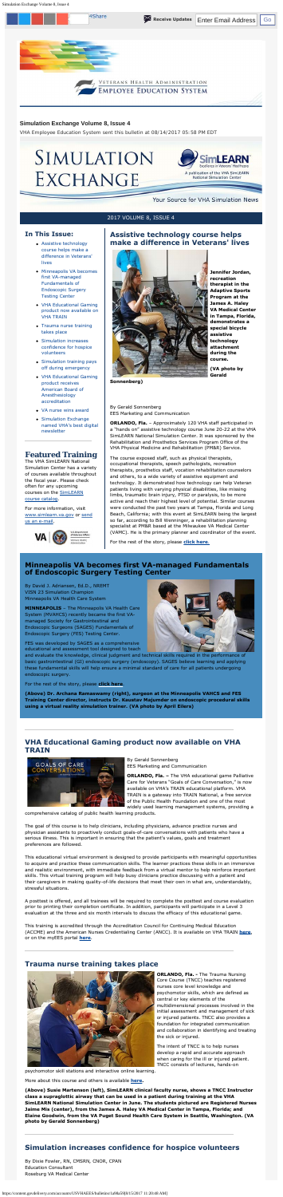Share

Receive Updates Enter Email Address Go

VETERANS HEALTH ADMINISTRATION
EMPLOYEE EDUCATION SYSTEM

**Simulation Exchange Volume 8, Issue 4**

VHA Employee Education System sent this bulletin at 08/14/2017 05:58 PM EDT

# SIMULATION EXCHANGE

SimLEARN Excellence in Veterans' Healthcare
A publication of the VHA SimLEARN National Simulation Center

Your Source for VHA Simulation News

2017 VOLUME 8, ISSUE 4

## In This Issue:

- Assistive technology course helps make a difference in Veterans' lives
- Minneapolis VA becomes first VA-managed Fundamentals of Endoscopic Surgery Testing Center
- VHA Educational Gaming product now available on VHA TRAIN
- Trauma nurse training takes place
- Simulation increases confidence for hospice volunteers
- Simulation training pays off during emergency
- VHA Educational Gaming product receives American Board of Anesthesiology accreditation
- VA nurse wins award
- Simulation Exchange named VHA's best digital newsletter

## Featured Training

The VHA SimLEARN National Simulation Center has a variety of courses available throughout the fiscal year. Please check often for any upcoming courses on the SimLEARN course catalog.

For more information, visit www.simlearn.va.gov or send us an e-mail.

## Assistive technology course helps make a difference in Veterans' lives

**Jennifer Jordan, recreation therapist in the Adaptive Sports Program at the James A. Haley VA Medical Center in Tampa, Florida, demonstrates a special bicycle assistive technology attachment during the course.**

**(VA photo by Gerald Sonnenberg)**

By Gerald Sonnenberg
EES Marketing and Communication

**ORLANDO, Fla.** – Approximately 120 VHA staff participated in a "hands on" assistive technology course June 20-22 at the VHA SimLEARN National Simulation Center. It was sponsored by the Rehabilitation and Prosthetics Services Program Office of the VHA Physical Medicine and Rehabilitation (PM&R) Service.

The course exposed staff, such as physical therapists, occupational therapists, speech pathologists, recreation therapists, prosthetics staff, vocation rehabilitation counselors and others, to a wide variety of assistive equipment and technology. It demonstrated how technology can help Veteran patients living with varying physical disabilities, like missing limbs, traumatic brain injury, PTSD or paralysis, to be more active and reach their highest level of potential. Similar courses were conducted the past two years at Tampa, Florida and Long Beach, California; with this event at SimLEARN being the largest so far, according to Bill Weninger, a rehabilitation planning specialist at PM&R based at the Milwaukee VA Medical Center (VAMC). He is the primary planner and coordinator of the event.

For the rest of the story, please **click here.**

## Minneapolis VA becomes first VA-managed Fundamentals of Endoscopic Surgery Testing Center

By David J. Adriansen, Ed.D., NREMT
VISN 23 Simulation Champion
Minneapolis VA Health Care System

**MINNEAPOLIS** – The Minneapolis VA Health Care System (MVAHCS) recently became the first VA-managed Society for Gastrointestinal and Endoscopic Surgeons (SAGES) Fundamentals of Endoscopic Surgery (FES) Testing Center.

FES was developed by SAGES as a comprehensive educational and assessment tool designed to teach and evaluate the knowledge, clinical judgment and technical skills required in the performance of basic gastrointestinal (GI) endoscopic surgery (endoscopy). SAGES believe learning and applying these fundamental skills will help ensure a minimal standard of care for all patients undergoing endoscopic surgery.

For the rest of the story, please **click here.**

**(Above) Dr. Archana Ramaswamy (right), surgeon at the Minneapolis VAHCS and FES Training Center director, instructs Dr. Kaustav Majumder on endoscopic procedural skills using a virtual reality simulation trainer. (VA photo by April Eilers)**

## VHA Educational Gaming product now available on VHA TRAIN

GOALS OF CARE CONVERSATIONS

By Gerald Sonnenberg
EES Marketing and Communication

**ORLANDO, Fla.** – The VHA educational game Palliative Care for Veterans "Goals of Care Conversation," is now available on VHA's TRAIN educational platform. VHA TRAIN is a gateway into TRAIN National, a free service of the Public Health Foundation and one of the most widely used learning management systems, providing a comprehensive catalog of public health learning products.

The goal of this course is to help clinicians, including physicians, advance practice nurses and physician assistants to proactively conduct goals-of-care conversations with patients who have a serious illness. This is important in ensuring that the patient's values, goals and treatment preferences are followed.

This educational virtual environment is designed to provide participants with meaningful opportunities to acquire and practice these communication skills. The learner practices these skills in an immersive and realistic environment, with immediate feedback from a virtual mentor to help reinforce important skills. This virtual training program will help busy clinicians practice discussing with a patient and their caregivers in making quality-of-life decisions that meet their own in what are, understandably, stressful situations.

A posttest is offered, and all trainees will be required to complete the posttest and course evaluation prior to printing their completion certificate. In addition, participants will participate in a Level 3 evaluation at the three and six month intervals to discuss the efficacy of this educational game.

This training is accredited through the Accreditation Council for Continuing Medical Education (ACCME) and the American Nurses Credentialing Center (ANCC). It is available on VHA TRAIN **here**, or on the myEES portal **here**.

## Trauma nurse training takes place

**ORLANDO, Fla.** - The Trauma Nursing Core Course (TNCC) teaches registered nurses core level knowledge and psychomotor skills, which are defined as central or key elements of the multidimensional processes involved in the initial assessment and management of sick or injured patients. TNCC also provides a foundation for integrated communication and collaboration in identifying and treating the sick or injured.

The intent of TNCC is to help nurses develop a rapid and accurate approach when caring for the ill or injured patient. TNCC consists of lectures, hands-on psychomotor skill stations and interactive online learning.

More about this course and others is available **here.**

**(Above) Susie Martenson (left), SimLEARN clinical faculty nurse, shows a TNCC instructor class a supraglottic airway that can be used in a patient during training at the VHA SimLEARN National Simulation Center in June. The students pictured are Registered Nurses Jaime Mis (center), from the James A. Haley VA Medical Center in Tampa, Florida; and Elaine Goodwin, from the VA Puget Sound Health Care System in Seattle, Washington. (VA photo by Gerald Sonnenberg)**

## Simulation increases confidence for hospice volunteers

By Dixie Fowler, RN, CMSRN, CNOR, CPAN
Education Consultant
Roseburg VA Medical Center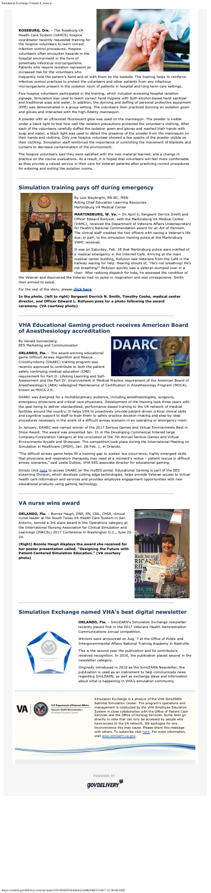**ROSEBURG, Ore.** – The Roseburg VA Health Care System (VAHCS) hospice coordinator recently requested training for the hospice volunteers to learn correct infection control procedures. Hospice volunteers often encounter hazards in the hospital environment in the form of potentially infectious microorganisms. Patients who require isolation represent an increased risk for the volunteers who frequently hold the patient's hand and sit with them by the bedside. The training helps to reinforce infection control practices to protect the volunteers and other patients from any infectious microorganisms present in the isolation room of patients in hospital and long-term care settings.

Five hospice volunteers participated in the training, which included reviewing hospital isolation signage. Simulation was used to teach correct hand hygiene with both alcohol-based hand sanitizer and traditional soap and water. In addition, the donning and doffing of personal protective equipment (PPE) was demonstrated in a group setting. The volunteers then practiced donning an isolation gown and gloves and interacted with the high-fidelity mannequin.

A powder with an ultraviolet fluorescent glow was used on the mannequin. The powder is visible under a black light to test how well the isolation precautions protected the volunteer's clothing. After each of the volunteers carefully doffed the isolation gown and gloves and washed their hands with soap and water, a black light was used to detect the presence of the powder from the mannequin on their hands and clothing. Only one hospice volunteer showed a few specks of the powder visible on their clothing. Simulation staff reinforced the importance of controlling the movement of blankets and curtains to decrease contamination of the environment.

The hospice volunteers said they were satisfied with the new material learned, and a change in practice on the course evaluations. As a result, it is hoped that volunteers will feel more comfortable as they provide a valued service in their care for Veteran patients after practicing correct procedures for entering and exiting the isolation rooms.

## Simulation training pays off during emergency

By Lois Waybright, RN-BC, MSN
Acting Chief Education Learning Resources
Martinsburg VA Medical Center

**MARTINSBURG, W. Va.** – On April 6, Sergeant Derrick Smith and Officer Edward Rollyson, with the Martinsburg VA Medical Center (VAMC), received the Department of Veterans Affairs Undersecretary for Health's National Commendation award for an Act of Heroism. The clinical staff credited the two officers with saving a Veteran's life due, in part, to the simulation training police at the Martinsburg VAMC received.

It was on Saturday, Feb. 18 that Martinsburg police were notified of a medical emergency in the Internet Café. Arriving at the main medical center building, Rollyson saw Veterans from the Café in the hallway waving for help. Hearing shouts of, "He's not breathing! He's not breathing!" Rollyson quickly saw a Veteran slumped over in a chair. After radioing dispatch for help, he assessed the condition of the Veteran and discovered the Veteran had no pulse or respiration and was unresponsive. Smith then arrived to assist.

For the rest of the story, please **click here**.

**In the photo, (left to right) Sergeant Derrick N. Smith, Timothy Cooke, medical center director, and Officer Edward L. Rollyson pose for a photo following the award ceremony. (VA courtesy photo)**

## VHA Educational Gaming product receives American Board of Anesthesiology accreditation

By Gerald Sonnenberg
EES Marketing and Communication

**ORLANDO, Fla.** – The award-winning educational game Difficult Airway Algorithm and Rescue Cricothyrotomy (DAARC) training program was recently approved to contribute to both the patient safety continuing medical education (CME) requirement for Part II: Lifelong Learning and Self-Assessment and the Part IV: Improvement in Medical Practice requirement of the American Board of Anesthesiology's (ABA) redesigned Maintenance of Certification in Anesthesiology Program (MOCA), known as MOCA 2.0.

DAARC was designed for a multidisciplinary audience, including anesthesiologists, surgeons, emergency physicians and critical care physicians. Development of the training took three years with the goal being to deliver standardized, performance-based training to the VA network of medical facilities around the country. It helps VHA to proactively provide patient-driven critical clinical skills and cognitive support to staff to train them to safely practice decision-making and step-by-step procedures necessary in the event of a difficult airway scenario in an operating or emergency room.

In January, DAARC was named winner of the 2017 Serious Games and Virtual Environments Best in Show Award. The award was presented Jan. 31 in the Developing Commercial Interest large Company/Corporation Category at the conclusion of the 7th Annual Serious Games and Virtual Environments Arcade and Showcase. The competition took place during the International Meeting on Simulation in Healthcare (IMSH), Jan. 28-Feb. 1, in Orlando.

"The difficult airway game helps fill a training gap to sustain low occurrence, highly emergent skills that physicians and respiratory therapists may need at a moment's notice – patient rescue in difficult airway scenarios," said Leslie Dubow, VHA EES associate director for educational gaming.

Simply click here to access DAARC on the myEES portal. Educational Gaming is part of the EES eLearning Division, which develops cutting edge technologies, helps provide Veteran access to virtual health care information and services and provides employee engagement opportunities with new educational products using gaming technology.

## VA nurse wins award

**ORLANDO, Fla.** – Bonnie Haupt, DNP, RN, CNL, CHSE, clinical nurse leader at the South Texas VA Health Care System in San Antonio, earned a 3rd place award in the Operations category at the International Nursing Association for Clinical Simulation and Learnings (INACSL) 2017 Conference in Washington D.C., June 22-24.

**(Right) Bonnie Haupt displays the award she received for her poster presentation called, "Designing the Future with Patient-Centered Simulation Education." (VA courtesy photo)**

## Simulation Exchange named VHA's best digital newsletter

**ORLANDO, Fla.** – SimLEARN's Simulation Exchange newsletter recently placed first in the 2017 Veterans Health Administration Communications annual competition.

Winners were announced on Aug. 7 at the Office of Public and Intergovernmental Affairs National Training Academy in Nashville.

This is the second year the publication and its contributors received recognition. In 2016, the publication placed second in the newsletter category.

Originally introduced in 2010 as the SimLEARN Newsletter, the publication is used as an instrument to help communicate news regarding SimLEARN, as well as exchange ideas and information about what is happening in VHA's simulation community.

U.S. Department of Veterans Affairs
Veterans Health Administration
Employee Education System

Simulation Exchange is a product of the VHA SimLEARN National Simulation Center. The program's operations and management is conducted by the VHA Employee Education System in close collaboration with the Office of Patient Care Services and the Office of Nursing Services. Some links go directly to sites that can only be accessed by people who have access to the VA network. We apologize for any inconvenience this may cause. Please share this message with others. To subscribe click here. For more information, visit www.simlearn.va.gov.

POWERED BY GOVDELIVERY